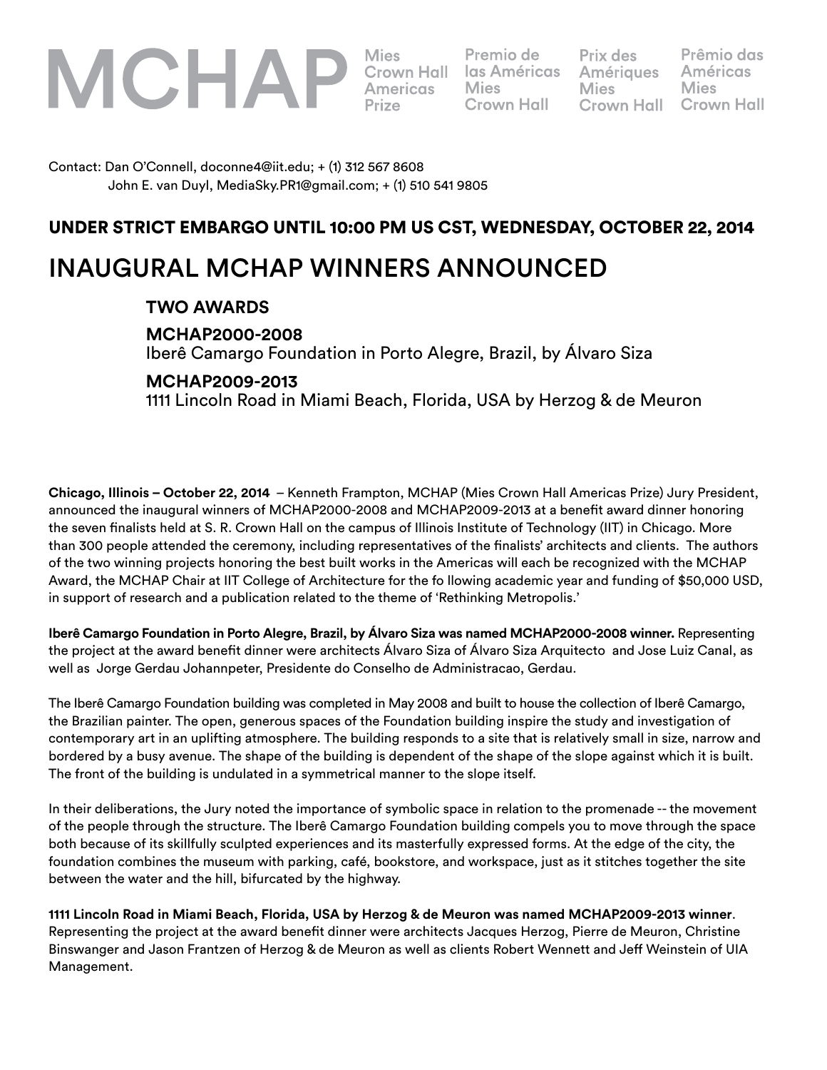# MCHAP

Mies Crown Hall Americas Prize | Premio de las Américas Mies Crown Hall | Prix des Amériques Mies Crown Hall | Prêmio das Américas Mies Crown Hall

Contact: Dan O'Connell, doconne4@iit.edu; + (1) 312 567 8608
John E. van Duyl, MediaSky.PR1@gmail.com; + (1) 510 541 9805

**UNDER STRICT EMBARGO UNTIL 10:00 PM US CST, WEDNESDAY, OCTOBER 22, 2014**

# INAUGURAL MCHAP WINNERS ANNOUNCED

**TWO AWARDS**

**MCHAP2000-2008**
Iberê Camargo Foundation in Porto Alegre, Brazil, by Álvaro Siza

**MCHAP2009-2013**
1111 Lincoln Road in Miami Beach, Florida, USA by Herzog & de Meuron

**Chicago, Illinois – October 22, 2014** – Kenneth Frampton, MCHAP (Mies Crown Hall Americas Prize) Jury President, announced the inaugural winners of MCHAP2000-2008 and MCHAP2009-2013 at a benefit award dinner honoring the seven finalists held at S. R. Crown Hall on the campus of Illinois Institute of Technology (IIT) in Chicago. More than 300 people attended the ceremony, including representatives of the finalists' architects and clients. The authors of the two winning projects honoring the best built works in the Americas will each be recognized with the MCHAP Award, the MCHAP Chair at IIT College of Architecture for the fo llowing academic year and funding of $50,000 USD, in support of research and a publication related to the theme of 'Rethinking Metropolis.'

**Iberê Camargo Foundation in Porto Alegre, Brazil, by Álvaro Siza was named MCHAP2000-2008 winner.** Representing the project at the award benefit dinner were architects Álvaro Siza of Álvaro Siza Arquitecto and Jose Luiz Canal, as well as Jorge Gerdau Johannpeter, Presidente do Conselho de Administracao, Gerdau.

The Iberê Camargo Foundation building was completed in May 2008 and built to house the collection of Iberê Camargo, the Brazilian painter. The open, generous spaces of the Foundation building inspire the study and investigation of contemporary art in an uplifting atmosphere. The building responds to a site that is relatively small in size, narrow and bordered by a busy avenue. The shape of the building is dependent of the shape of the slope against which it is built. The front of the building is undulated in a symmetrical manner to the slope itself.

In their deliberations, the Jury noted the importance of symbolic space in relation to the promenade -- the movement of the people through the structure. The Iberê Camargo Foundation building compels you to move through the space both because of its skillfully sculpted experiences and its masterfully expressed forms. At the edge of the city, the foundation combines the museum with parking, café, bookstore, and workspace, just as it stitches together the site between the water and the hill, bifurcated by the highway.

**1111 Lincoln Road in Miami Beach, Florida, USA by Herzog & de Meuron was named MCHAP2009-2013 winner**. Representing the project at the award benefit dinner were architects Jacques Herzog, Pierre de Meuron, Christine Binswanger and Jason Frantzen of Herzog & de Meuron as well as clients Robert Wennett and Jeff Weinstein of UIA Management.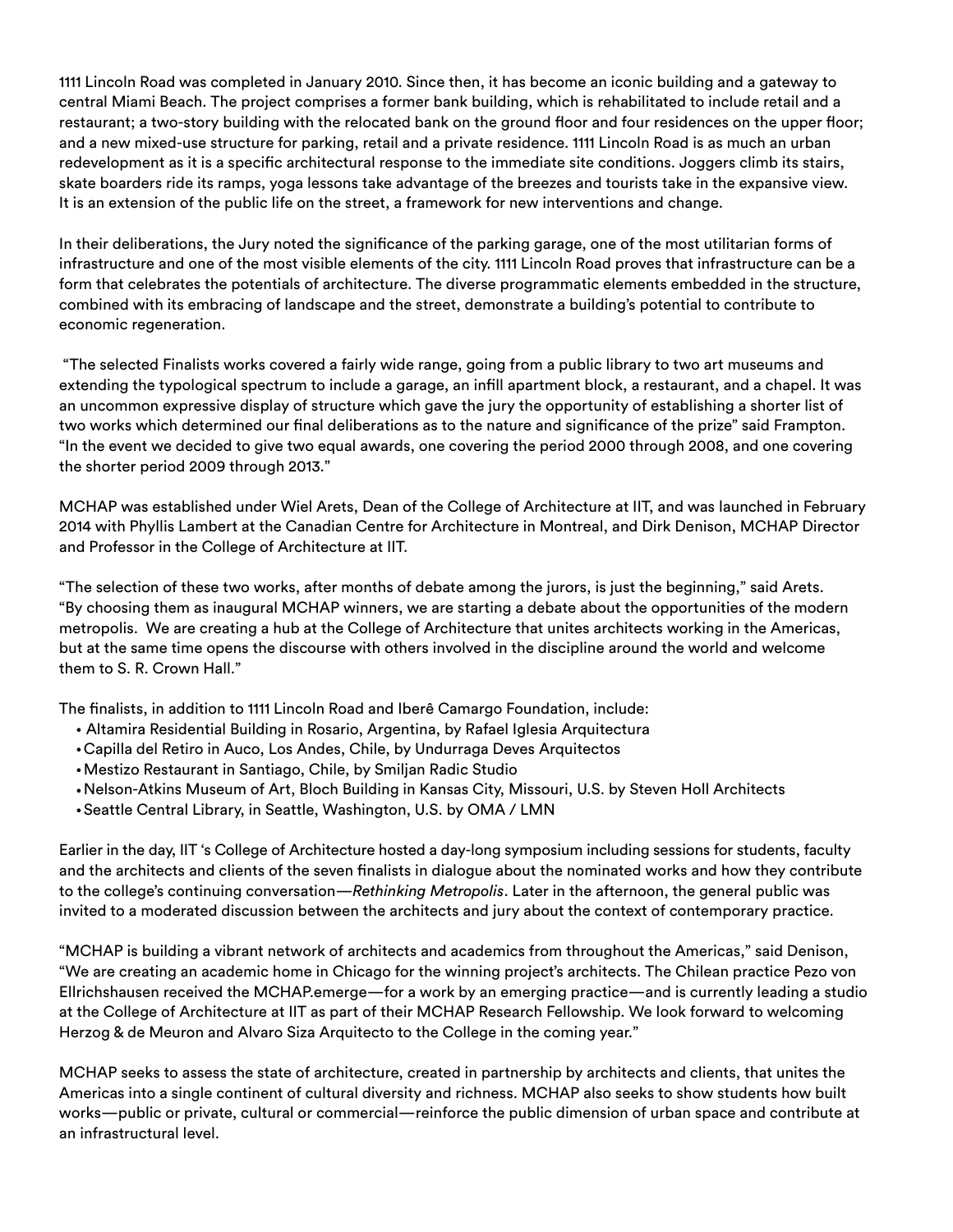1111 Lincoln Road was completed in January 2010. Since then, it has become an iconic building and a gateway to central Miami Beach. The project comprises a former bank building, which is rehabilitated to include retail and a restaurant; a two-story building with the relocated bank on the ground floor and four residences on the upper floor; and a new mixed-use structure for parking, retail and a private residence. 1111 Lincoln Road is as much an urban redevelopment as it is a specific architectural response to the immediate site conditions. Joggers climb its stairs, skate boarders ride its ramps, yoga lessons take advantage of the breezes and tourists take in the expansive view. It is an extension of the public life on the street, a framework for new interventions and change.

In their deliberations, the Jury noted the significance of the parking garage, one of the most utilitarian forms of infrastructure and one of the most visible elements of the city. 1111 Lincoln Road proves that infrastructure can be a form that celebrates the potentials of architecture. The diverse programmatic elements embedded in the structure, combined with its embracing of landscape and the street, demonstrate a building's potential to contribute to economic regeneration.

"The selected Finalists works covered a fairly wide range, going from a public library to two art museums and extending the typological spectrum to include a garage, an infill apartment block, a restaurant, and a chapel. It was an uncommon expressive display of structure which gave the jury the opportunity of establishing a shorter list of two works which determined our final deliberations as to the nature and significance of the prize" said Frampton. "In the event we decided to give two equal awards, one covering the period 2000 through 2008, and one covering the shorter period 2009 through 2013."

MCHAP was established under Wiel Arets, Dean of the College of Architecture at IIT, and was launched in February 2014 with Phyllis Lambert at the Canadian Centre for Architecture in Montreal, and Dirk Denison, MCHAP Director and Professor in the College of Architecture at IIT.

"The selection of these two works, after months of debate among the jurors, is just the beginning," said Arets. "By choosing them as inaugural MCHAP winners, we are starting a debate about the opportunities of the modern metropolis. We are creating a hub at the College of Architecture that unites architects working in the Americas, but at the same time opens the discourse with others involved in the discipline around the world and welcome them to S. R. Crown Hall."

The finalists, in addition to 1111 Lincoln Road and Iberê Camargo Foundation, include:

- Altamira Residential Building in Rosario, Argentina, by Rafael Iglesia Arquitectura
- Capilla del Retiro in Auco, Los Andes, Chile, by Undurraga Deves Arquitectos
- Mestizo Restaurant in Santiago, Chile, by Smiljan Radic Studio
- Nelson-Atkins Museum of Art, Bloch Building in Kansas City, Missouri, U.S. by Steven Holl Architects
- Seattle Central Library, in Seattle, Washington, U.S. by OMA / LMN

Earlier in the day, IIT 's College of Architecture hosted a day-long symposium including sessions for students, faculty and the architects and clients of the seven finalists in dialogue about the nominated works and how they contribute to the college's continuing conversation—*Rethinking Metropolis*. Later in the afternoon, the general public was invited to a moderated discussion between the architects and jury about the context of contemporary practice.

"MCHAP is building a vibrant network of architects and academics from throughout the Americas," said Denison, "We are creating an academic home in Chicago for the winning project's architects. The Chilean practice Pezo von Ellrichshausen received the MCHAP.emerge—for a work by an emerging practice—and is currently leading a studio at the College of Architecture at IIT as part of their MCHAP Research Fellowship. We look forward to welcoming Herzog & de Meuron and Alvaro Siza Arquitecto to the College in the coming year."

MCHAP seeks to assess the state of architecture, created in partnership by architects and clients, that unites the Americas into a single continent of cultural diversity and richness. MCHAP also seeks to show students how built works—public or private, cultural or commercial—reinforce the public dimension of urban space and contribute at an infrastructural level.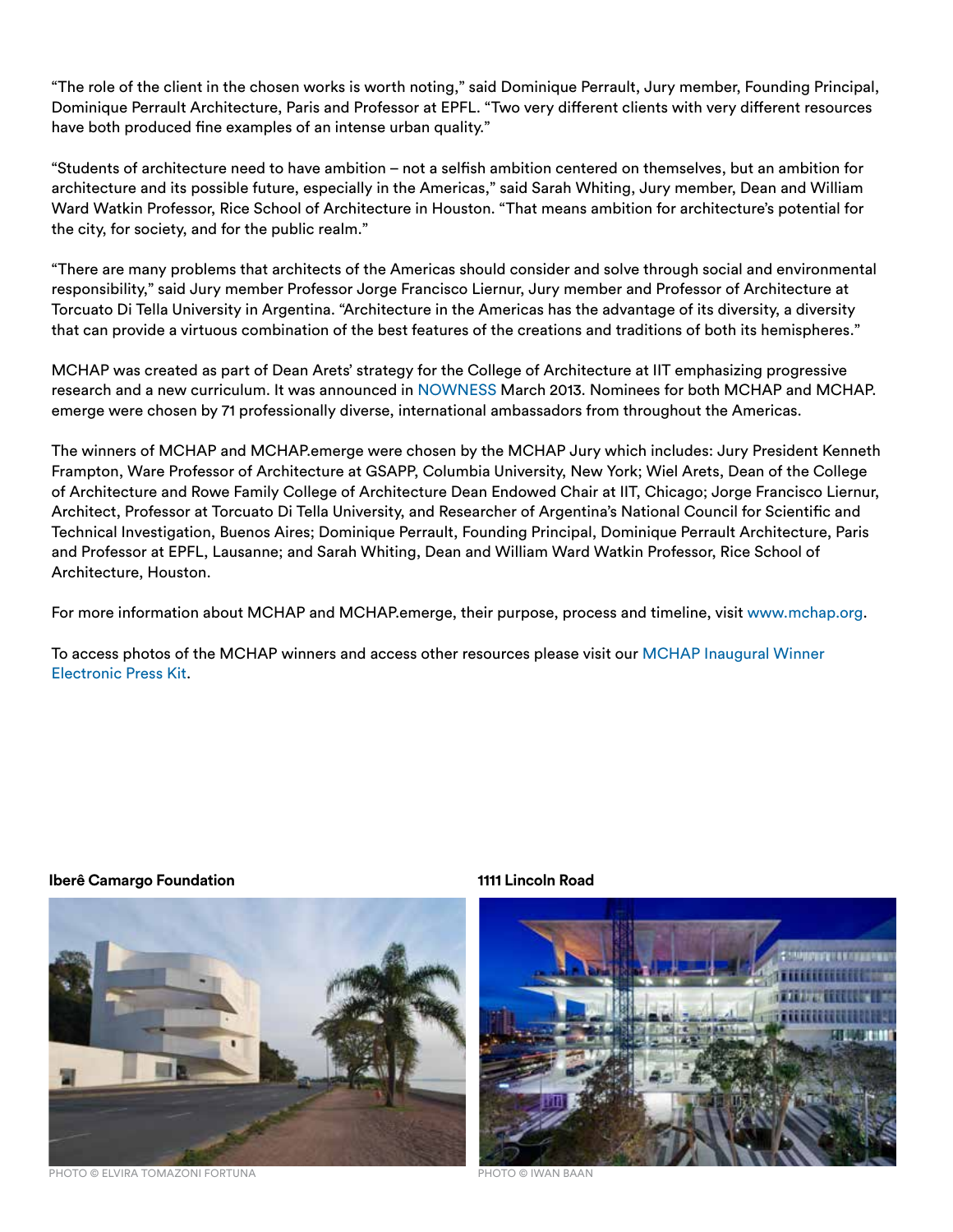"The role of the client in the chosen works is worth noting," said Dominique Perrault, Jury member, Founding Principal, Dominique Perrault Architecture, Paris and Professor at EPFL. "Two very different clients with very different resources have both produced fine examples of an intense urban quality."

"Students of architecture need to have ambition – not a selfish ambition centered on themselves, but an ambition for architecture and its possible future, especially in the Americas," said Sarah Whiting, Jury member, Dean and William Ward Watkin Professor, Rice School of Architecture in Houston. "That means ambition for architecture's potential for the city, for society, and for the public realm."

"There are many problems that architects of the Americas should consider and solve through social and environmental responsibility," said Jury member Professor Jorge Francisco Liernur, Jury member and Professor of Architecture at Torcuato Di Tella University in Argentina. "Architecture in the Americas has the advantage of its diversity, a diversity that can provide a virtuous combination of the best features of the creations and traditions of both its hemispheres."

MCHAP was created as part of Dean Arets' strategy for the College of Architecture at IIT emphasizing progressive research and a new curriculum. It was announced in NOWNESS March 2013. Nominees for both MCHAP and MCHAP.emerge were chosen by 71 professionally diverse, international ambassadors from throughout the Americas.

The winners of MCHAP and MCHAP.emerge were chosen by the MCHAP Jury which includes: Jury President Kenneth Frampton, Ware Professor of Architecture at GSAPP, Columbia University, New York; Wiel Arets, Dean of the College of Architecture and Rowe Family College of Architecture Dean Endowed Chair at IIT, Chicago; Jorge Francisco Liernur, Architect, Professor at Torcuato Di Tella University, and Researcher of Argentina's National Council for Scientific and Technical Investigation, Buenos Aires; Dominique Perrault, Founding Principal, Dominique Perrault Architecture, Paris and Professor at EPFL, Lausanne; and Sarah Whiting, Dean and William Ward Watkin Professor, Rice School of Architecture, Houston.

For more information about MCHAP and MCHAP.emerge, their purpose, process and timeline, visit www.mchap.org.

To access photos of the MCHAP winners and access other resources please visit our MCHAP Inaugural Winner Electronic Press Kit.

**Iberê Camargo Foundation**

PHOTO © ELVIRA TOMAZONI FORTUNA

**1111 Lincoln Road**

PHOTO © IWAN BAAN